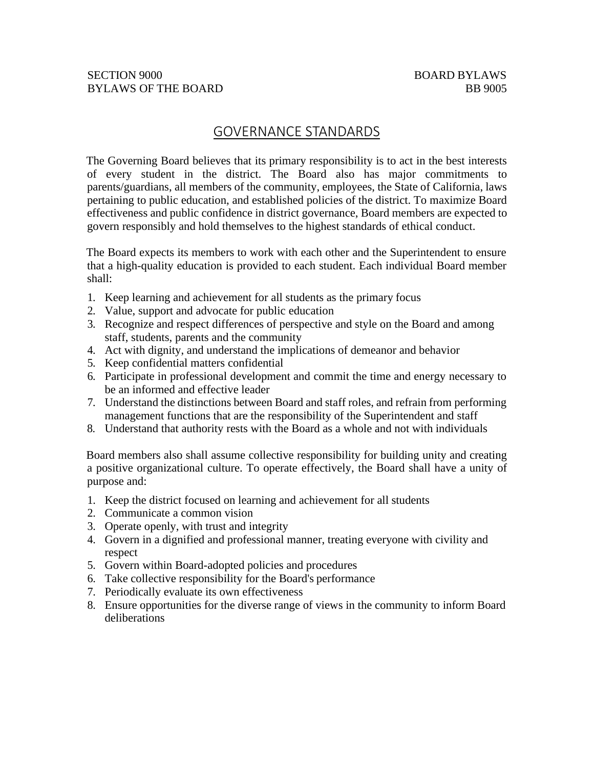SECTION 9000 BOARD BYLAWS
BYLAWS OF THE BOARD BB 9005

# GOVERNANCE STANDARDS

The Governing Board believes that its primary responsibility is to act in the best interests of every student in the district. The Board also has major commitments to parents/guardians, all members of the community, employees, the State of California, laws pertaining to public education, and established policies of the district. To maximize Board effectiveness and public confidence in district governance, Board members are expected to govern responsibly and hold themselves to the highest standards of ethical conduct.

The Board expects its members to work with each other and the Superintendent to ensure that a high-quality education is provided to each student. Each individual Board member shall:

1. Keep learning and achievement for all students as the primary focus
2. Value, support and advocate for public education
3. Recognize and respect differences of perspective and style on the Board and among staff, students, parents and the community
4. Act with dignity, and understand the implications of demeanor and behavior
5. Keep confidential matters confidential
6. Participate in professional development and commit the time and energy necessary to be an informed and effective leader
7. Understand the distinctions between Board and staff roles, and refrain from performing management functions that are the responsibility of the Superintendent and staff
8. Understand that authority rests with the Board as a whole and not with individuals

Board members also shall assume collective responsibility for building unity and creating a positive organizational culture. To operate effectively, the Board shall have a unity of purpose and:

1. Keep the district focused on learning and achievement for all students
2. Communicate a common vision
3. Operate openly, with trust and integrity
4. Govern in a dignified and professional manner, treating everyone with civility and respect
5. Govern within Board-adopted policies and procedures
6. Take collective responsibility for the Board's performance
7. Periodically evaluate its own effectiveness
8. Ensure opportunities for the diverse range of views in the community to inform Board deliberations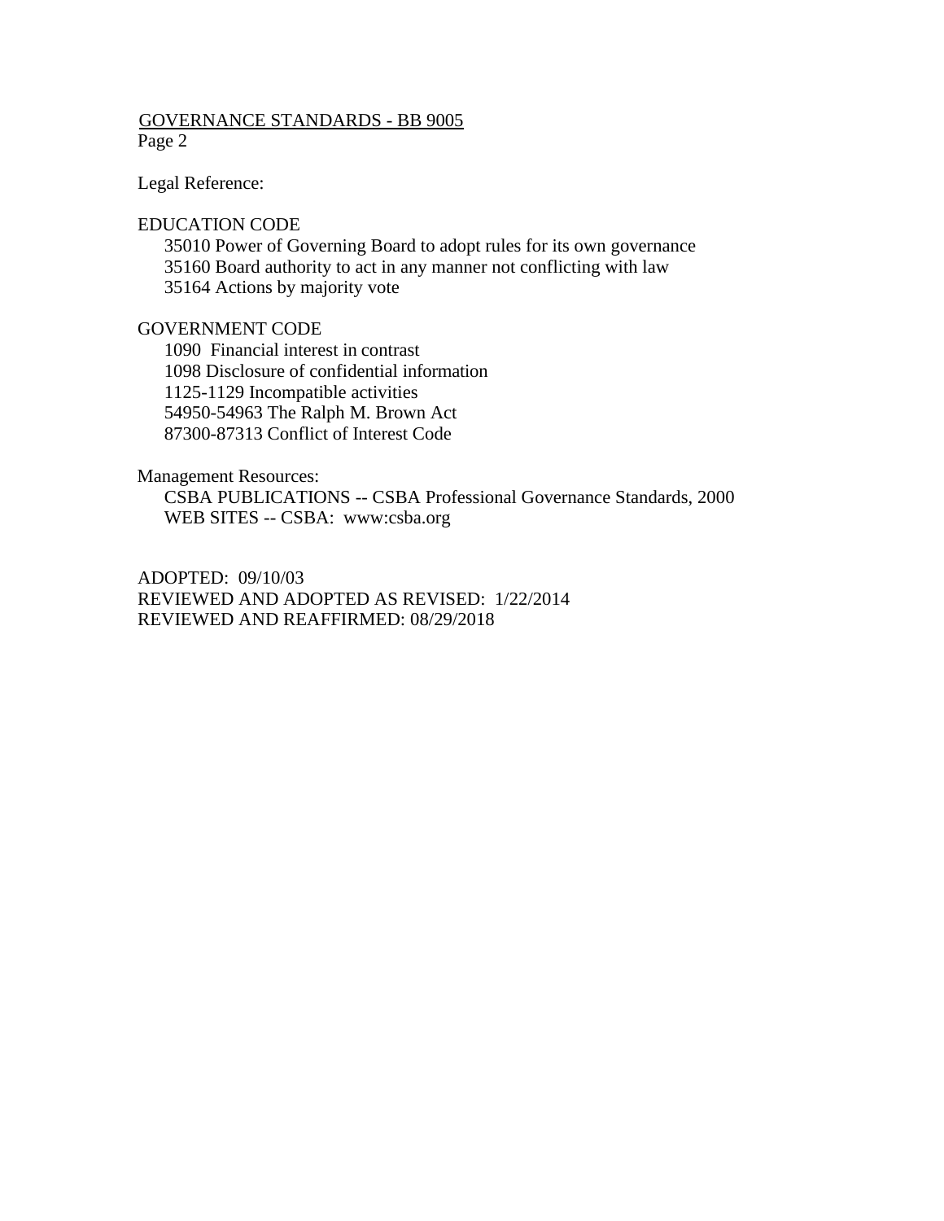Legal Reference:

EDUCATION CODE

35010 Power of Governing Board to adopt rules for its own governance
35160 Board authority to act in any manner not conflicting with law
35164 Actions by majority vote

GOVERNMENT CODE

1090 Financial interest in contrast
1098 Disclosure of confidential information
1125-1129 Incompatible activities
54950-54963 The Ralph M. Brown Act
87300-87313 Conflict of Interest Code

Management Resources:

CSBA PUBLICATIONS -- CSBA Professional Governance Standards, 2000
WEB SITES -- CSBA: www:csba.org

ADOPTED: 09/10/03
REVIEWED AND ADOPTED AS REVISED: 1/22/2014
REVIEWED AND REAFFIRMED: 08/29/2018